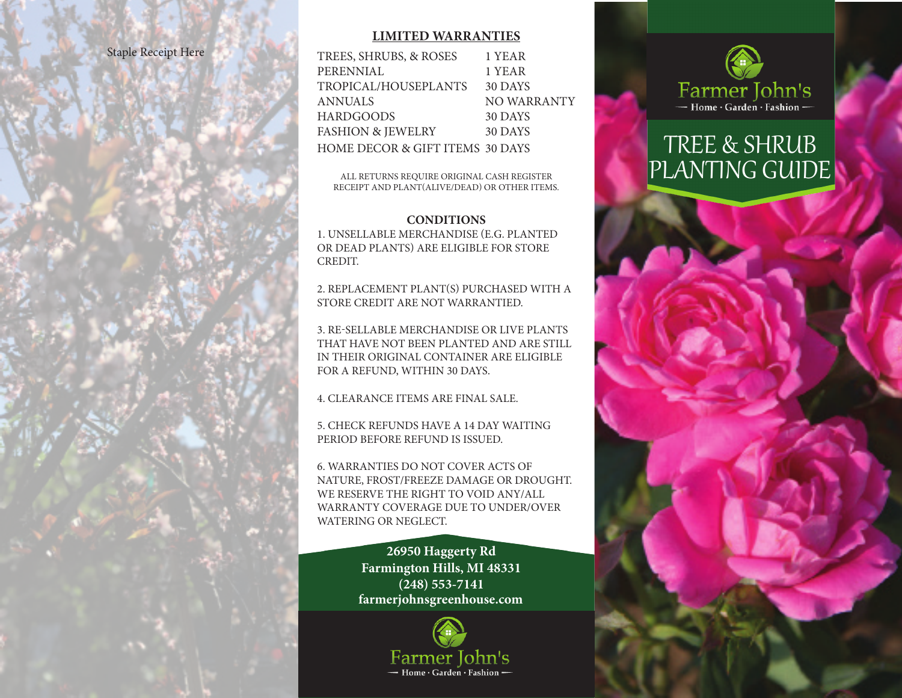Staple Receipt Here

## LIMITED WARRANTIES

| | |
|---|---|
| TREES, SHRUBS, & ROSES | 1 YEAR |
| PERENNIAL | 1 YEAR |
| TROPICAL/HOUSEPLANTS | 30 DAYS |
| ANNUALS | NO WARRANTY |
| HARDGOODS | 30 DAYS |
| FASHION & JEWELRY | 30 DAYS |
| HOME DECOR & GIFT ITEMS | 30 DAYS |

ALL RETURNS REQUIRE ORIGINAL CASH REGISTER RECEIPT AND PLANT(ALIVE/DEAD) OR OTHER ITEMS.

### CONDITIONS

1. UNSELLABLE MERCHANDISE (E.G. PLANTED OR DEAD PLANTS) ARE ELIGIBLE FOR STORE CREDIT.

2. REPLACEMENT PLANT(S) PURCHASED WITH A STORE CREDIT ARE NOT WARRANTIED.

3. RE-SELLABLE MERCHANDISE OR LIVE PLANTS THAT HAVE NOT BEEN PLANTED AND ARE STILL IN THEIR ORIGINAL CONTAINER ARE ELIGIBLE FOR A REFUND, WITHIN 30 DAYS.

4. CLEARANCE ITEMS ARE FINAL SALE.

5. CHECK REFUNDS HAVE A 14 DAY WAITING PERIOD BEFORE REFUND IS ISSUED.

6. WARRANTIES DO NOT COVER ACTS OF NATURE, FROST/FREEZE DAMAGE OR DROUGHT. WE RESERVE THE RIGHT TO VOID ANY/ALL WARRANTY COVERAGE DUE TO UNDER/OVER WATERING OR NEGLECT.

**26950 Haggerty Rd**
**Farmington Hills, MI 48331**
**(248) 553-7141**
**farmerjohnsgreenhouse.com**

Farmer John's
— Home · Garden · Fashion —

Farmer John's
— Home · Garden · Fashion —

# TREE & SHRUB PLANTING GUIDE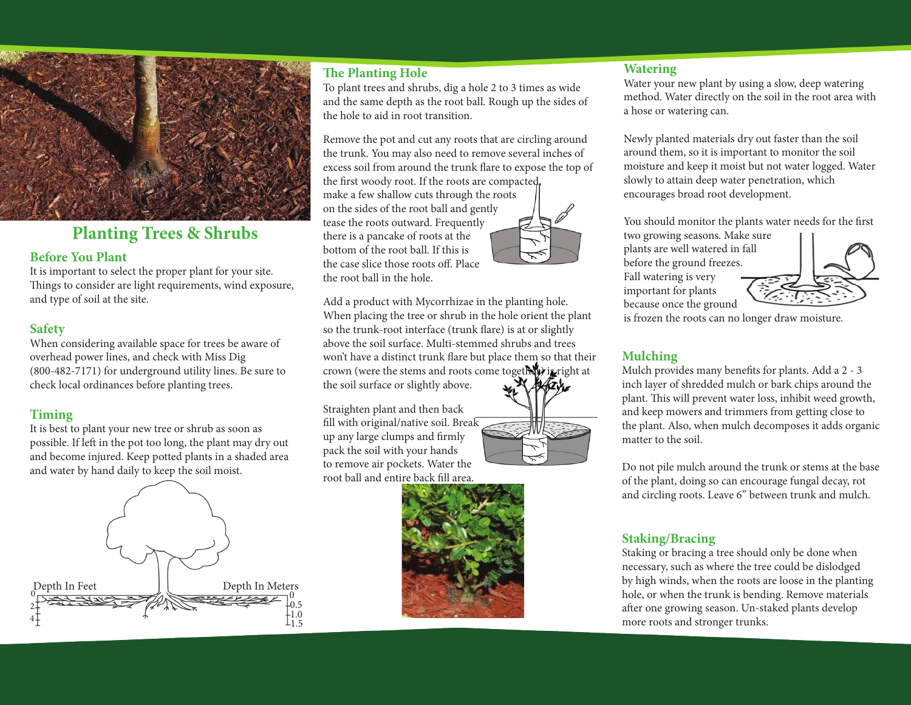# Planting Trees & Shrubs

## Before You Plant

It is important to select the proper plant for your site. Things to consider are light requirements, wind exposure, and type of soil at the site.

## Safety

When considering available space for trees be aware of overhead power lines, and check with Miss Dig (800-482-7171) for underground utility lines. Be sure to check local ordinances before planting trees.

## Timing

It is best to plant your new tree or shrub as soon as possible. If left in the pot too long, the plant may dry out and become injured. Keep potted plants in a shaded area and water by hand daily to keep the soil moist.

Depth In Feet
0
2
4

Depth In Meters
0
0.5
1.0
1.5

## The Planting Hole

To plant trees and shrubs, dig a hole 2 to 3 times as wide and the same depth as the root ball. Rough up the sides of the hole to aid in root transition.

Remove the pot and cut any roots that are circling around the trunk. You may also need to remove several inches of excess soil from around the trunk flare to expose the top of the first woody root. If the roots are compacted, make a few shallow cuts through the roots on the sides of the root ball and gently tease the roots outward. Frequently there is a pancake of roots at the bottom of the root ball. If this is the case slice those roots off. Place the root ball in the hole.

Add a product with Mycorrhizae in the planting hole. When placing the tree or shrub in the hole orient the plant so the trunk-root interface (trunk flare) is at or slightly above the soil surface. Multi-stemmed shrubs and trees won't have a distinct trunk flare but place them so that their crown (were the stems and roots come together) is right at the soil surface or slightly above.

Straighten plant and then back fill with original/native soil. Break up any large clumps and firmly pack the soil with your hands to remove air pockets. Water the root ball and entire back fill area.

## Watering

Water your new plant by using a slow, deep watering method. Water directly on the soil in the root area with a hose or watering can.

Newly planted materials dry out faster than the soil around them, so it is important to monitor the soil moisture and keep it moist but not water logged. Water slowly to attain deep water penetration, which encourages broad root development.

You should monitor the plants water needs for the first two growing seasons. Make sure plants are well watered in fall before the ground freezes. Fall watering is very important for plants because once the ground is frozen the roots can no longer draw moisture.

## Mulching

Mulch provides many benefits for plants. Add a 2 - 3 inch layer of shredded mulch or bark chips around the plant. This will prevent water loss, inhibit weed growth, and keep mowers and trimmers from getting close to the plant. Also, when mulch decomposes it adds organic matter to the soil.

Do not pile mulch around the trunk or stems at the base of the plant, doing so can encourage fungal decay, rot and circling roots. Leave 6" between trunk and mulch.

## Staking/Bracing

Staking or bracing a tree should only be done when necessary, such as where the tree could be dislodged by high winds, when the roots are loose in the planting hole, or when the trunk is bending. Remove materials after one growing season. Un-staked plants develop more roots and stronger trunks.